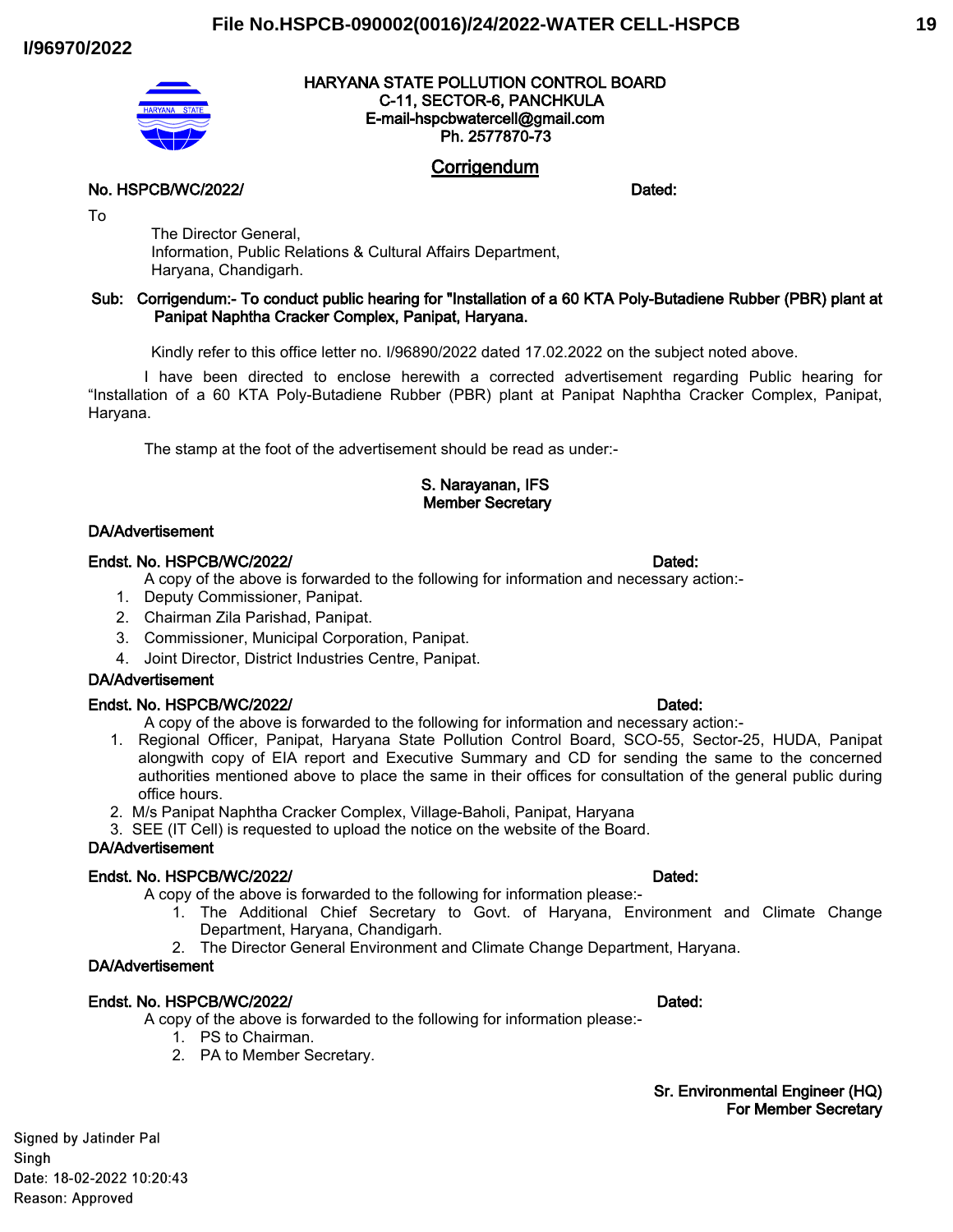File No.HSPCB-090002(0016)/24/2022-WATER CELL-HSPCB

I/96970/2022

**HARYANA STATE POLLUTION CONTROL BOARD**
**C-11, SECTOR-6, PANCHKULA**
**E-mail-hspcbwatercell@gmail.com**
**Ph. 2577870-73**

## Corrigendum

**No. HSPCB/WC/2022/** **Dated:**

To

The Director General,
Information, Public Relations & Cultural Affairs Department,
Haryana, Chandigarh.

**Sub: Corrigendum:- To conduct public hearing for "Installation of a 60 KTA Poly-Butadiene Rubber (PBR) plant at Panipat Naphtha Cracker Complex, Panipat, Haryana.**

Kindly refer to this office letter no. I/96890/2022 dated 17.02.2022 on the subject noted above.

I have been directed to enclose herewith a corrected advertisement regarding Public hearing for "Installation of a 60 KTA Poly-Butadiene Rubber (PBR) plant at Panipat Naphtha Cracker Complex, Panipat, Haryana.

The stamp at the foot of the advertisement should be read as under:-

**S. Narayanan, IFS**
**Member Secretary**

**DA/Advertisement**

**Endst. No. HSPCB/WC/2022/** **Dated:**

A copy of the above is forwarded to the following for information and necessary action:-

1. Deputy Commissioner, Panipat.
2. Chairman Zila Parishad, Panipat.
3. Commissioner, Municipal Corporation, Panipat.
4. Joint Director, District Industries Centre, Panipat.

**DA/Advertisement**

**Endst. No. HSPCB/WC/2022/** **Dated:**

A copy of the above is forwarded to the following for information and necessary action:-

1. Regional Officer, Panipat, Haryana State Pollution Control Board, SCO-55, Sector-25, HUDA, Panipat alongwith copy of EIA report and Executive Summary and CD for sending the same to the concerned authorities mentioned above to place the same in their offices for consultation of the general public during office hours.
2. M/s Panipat Naphtha Cracker Complex, Village-Baholi, Panipat, Haryana
3. SEE (IT Cell) is requested to upload the notice on the website of the Board.

**DA/Advertisement**

**Endst. No. HSPCB/WC/2022/** **Dated:**

A copy of the above is forwarded to the following for information please:-

1. The Additional Chief Secretary to Govt. of Haryana, Environment and Climate Change Department, Haryana, Chandigarh.
2. The Director General Environment and Climate Change Department, Haryana.

**DA/Advertisement**

**Endst. No. HSPCB/WC/2022/** **Dated:**

A copy of the above is forwarded to the following for information please:-

1. PS to Chairman.
2. PA to Member Secretary.

**Sr. Environmental Engineer (HQ)**
**For Member Secretary**

Signed by Jatinder Pal Singh
Date: 18-02-2022 10:20:43
Reason: Approved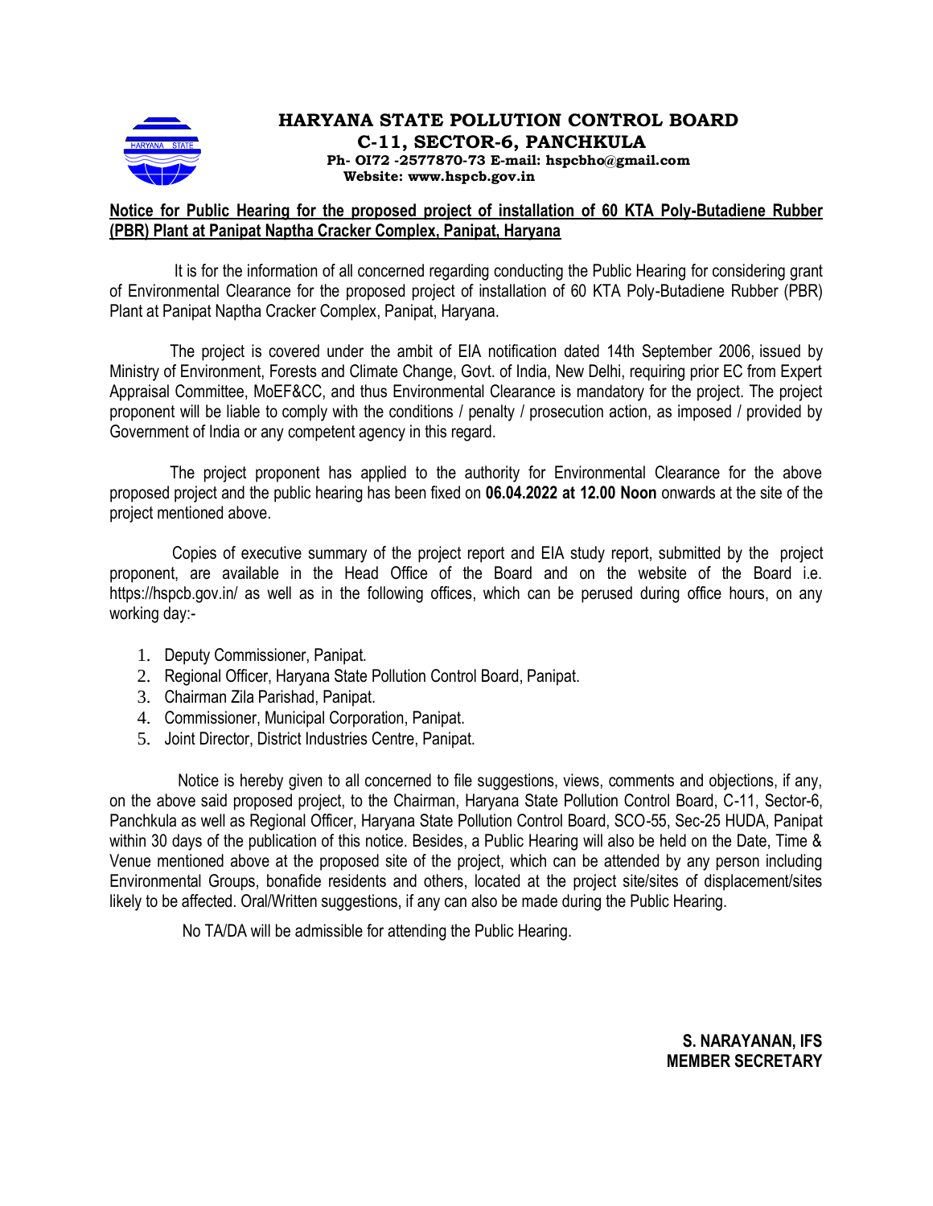# HARYANA STATE POLLUTION CONTROL BOARD
## C-11, SECTOR-6, PANCHKULA
**Ph- OI72 -2577870-73 E-mail: hspcbho@gmail.com**
**Website: www.hspcb.gov.in**

**Notice for Public Hearing for the proposed project of installation of 60 KTA Poly-Butadiene Rubber (PBR) Plant at Panipat Naptha Cracker Complex, Panipat, Haryana**

It is for the information of all concerned regarding conducting the Public Hearing for considering grant of Environmental Clearance for the proposed project of installation of 60 KTA Poly-Butadiene Rubber (PBR) Plant at Panipat Naptha Cracker Complex, Panipat, Haryana.

The project is covered under the ambit of EIA notification dated 14th September 2006, issued by Ministry of Environment, Forests and Climate Change, Govt. of India, New Delhi, requiring prior EC from Expert Appraisal Committee, MoEF&CC, and thus Environmental Clearance is mandatory for the project. The project proponent will be liable to comply with the conditions / penalty / prosecution action, as imposed / provided by Government of India or any competent agency in this regard.

The project proponent has applied to the authority for Environmental Clearance for the above proposed project and the public hearing has been fixed on **06.04.2022 at 12.00 Noon** onwards at the site of the project mentioned above.

Copies of executive summary of the project report and EIA study report, submitted by the project proponent, are available in the Head Office of the Board and on the website of the Board i.e. https://hspcb.gov.in/ as well as in the following offices, which can be perused during office hours, on any working day:-

1. Deputy Commissioner, Panipat.
2. Regional Officer, Haryana State Pollution Control Board, Panipat.
3. Chairman Zila Parishad, Panipat.
4. Commissioner, Municipal Corporation, Panipat.
5. Joint Director, District Industries Centre, Panipat.

Notice is hereby given to all concerned to file suggestions, views, comments and objections, if any, on the above said proposed project, to the Chairman, Haryana State Pollution Control Board, C-11, Sector-6, Panchkula as well as Regional Officer, Haryana State Pollution Control Board, SCO-55, Sec-25 HUDA, Panipat within 30 days of the publication of this notice. Besides, a Public Hearing will also be held on the Date, Time & Venue mentioned above at the proposed site of the project, which can be attended by any person including Environmental Groups, bonafide residents and others, located at the project site/sites of displacement/sites likely to be affected. Oral/Written suggestions, if any can also be made during the Public Hearing.

No TA/DA will be admissible for attending the Public Hearing.

**S. NARAYANAN, IFS**
**MEMBER SECRETARY**